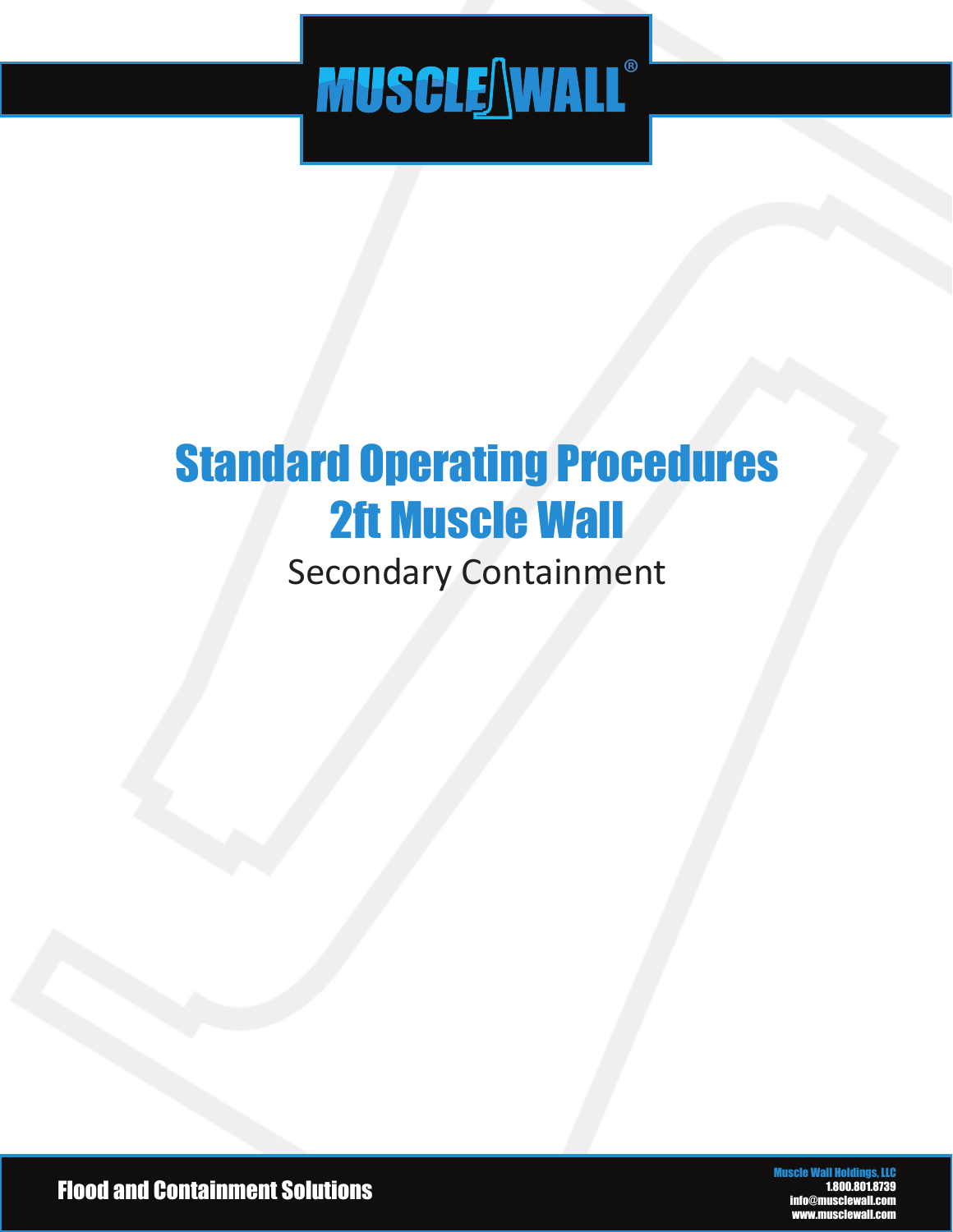# MUSCLE WALL®

# Standard Operating Procedures
# 2ft Muscle Wall

## Secondary Containment

**Flood and Containment Solutions**

Muscle Wall Holdings, LLC
1.800.801.8739
info@musclewall.com
www.musclewall.com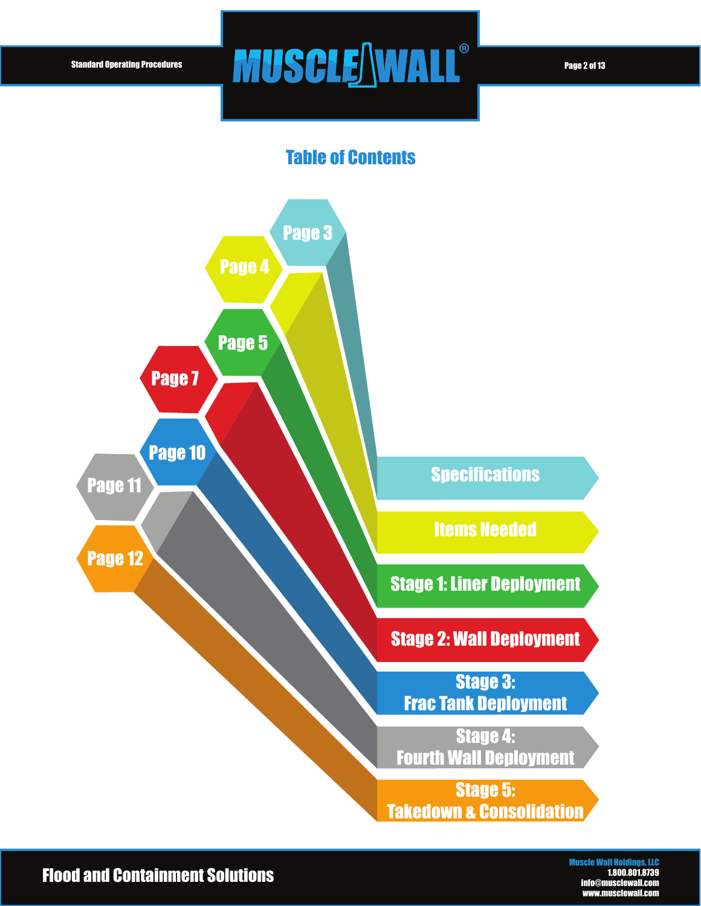## Table of Contents

| Section | Page |
| --- | --- |
| Specifications | Page 3 |
| Items Needed | Page 4 |
| Stage 1: Liner Deployment | Page 5 |
| Stage 2: Wall Deployment | Page 7 |
| Stage 3: Frac Tank Deployment | Page 10 |
| Stage 4: Fourth Wall Deployment | Page 11 |
| Stage 5: Takedown & Consolidation | Page 12 |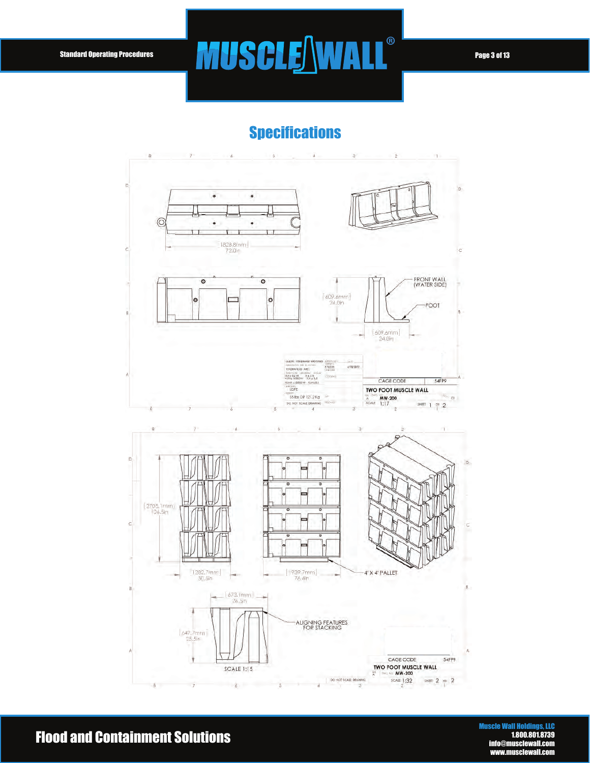## Specifications

1828.8mm
72.0in

609.6mm
24.0in

FRONT WALL
(WATER SIDE)

FOOT

609.6mm
24.0in

UNLESS OTHERWISE SPECIFIED:
DIMENSIONS ARE IN INCHES
TOLERANCES: ARC:

MATERIAL
LDPE

WEIGHT
55 lbs DP 121.2 Kg

DO NOT SCALE DRAWING

4/13/2012

CAGE CODE 54FP9

TWO FOOT MUSCLE WALL

MW-200

SCALE 1:17 SHEET 1 OF 2

2705.1mm
106.5in

1282.7mm
50.5in

1939.7mm
76.4in

4' X 4' PALLET

673.1mm
26.5in

647.7mm
25.5in

ALIGNING FEATURES FOR STACKING

SCALE 1:15

CAGE CODE 54FP9

TWO FOOT MUSCLE WALL

MW-200

DO NOT SCALE DRAWING

SCALE 1:32 SHEET 2 OF 2

Flood and Containment Solutions

Muscle Wall Holdings, LLC
1.800.801.8739
info@musclewall.com
www.musclewall.com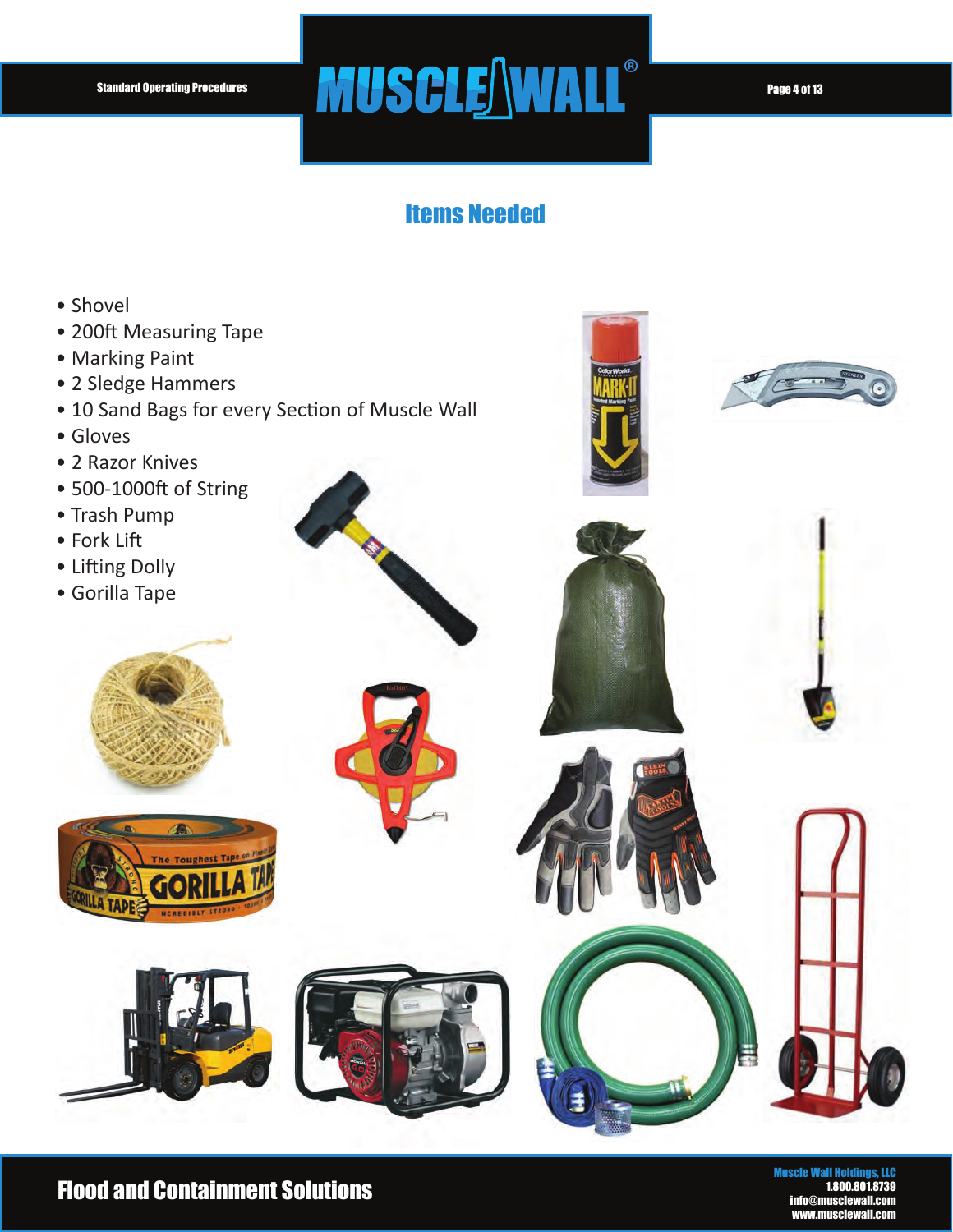## Items Needed

- Shovel
- 200ft Measuring Tape
- Marking Paint
- 2 Sledge Hammers
- 10 Sand Bags for every Section of Muscle Wall
- Gloves
- 2 Razor Knives
- 500-1000ft of String
- Trash Pump
- Fork Lift
- Lifting Dolly
- Gorilla Tape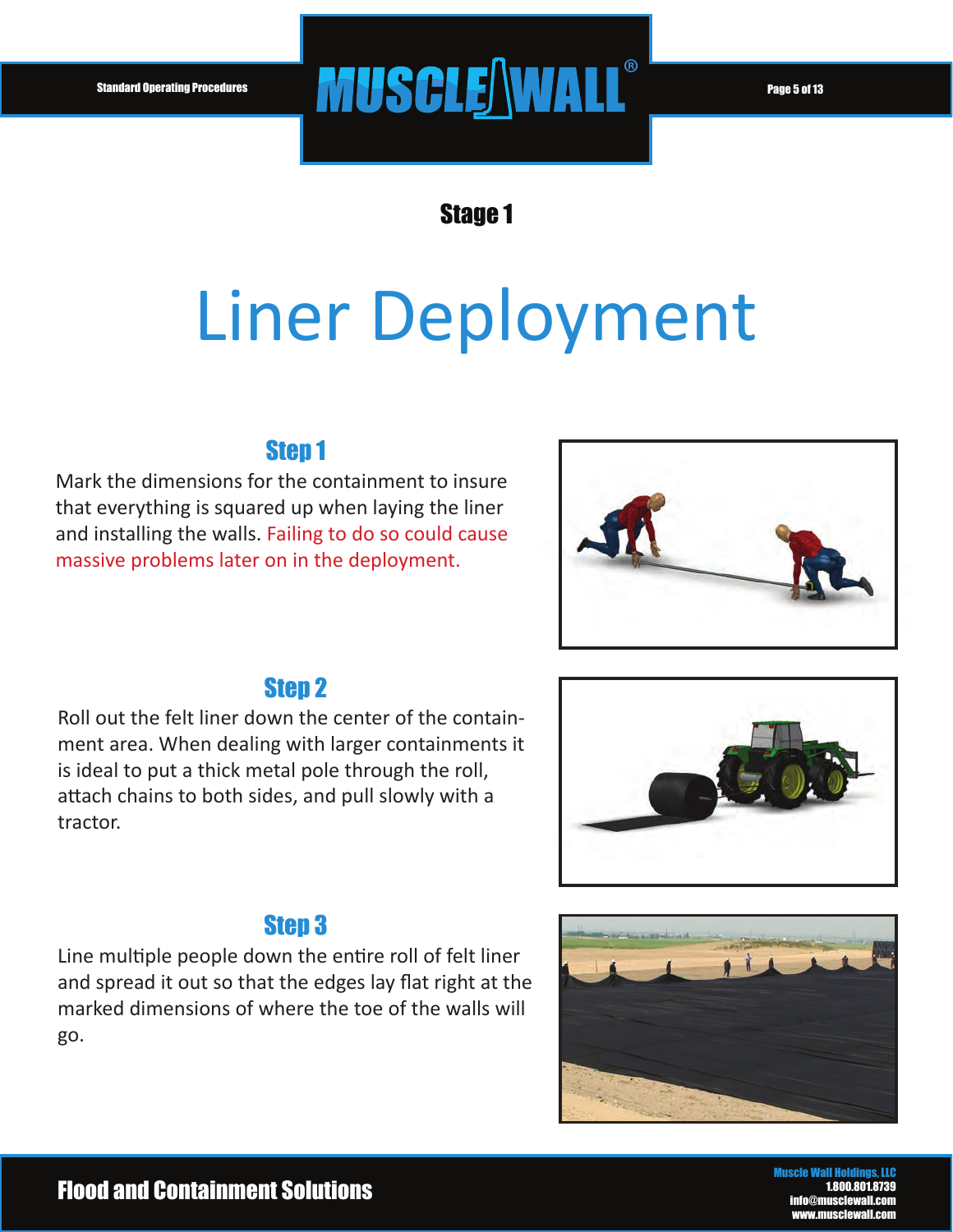## Stage 1

# Liner Deployment

### Step 1

Mark the dimensions for the containment to insure that everything is squared up when laying the liner and installing the walls. Failing to do so could cause massive problems later on in the deployment.

### Step 2

Roll out the felt liner down the center of the containment area. When dealing with larger containments it is ideal to put a thick metal pole through the roll, attach chains to both sides, and pull slowly with a tractor.

### Step 3

Line multiple people down the entire roll of felt liner and spread it out so that the edges lay flat right at the marked dimensions of where the toe of the walls will go.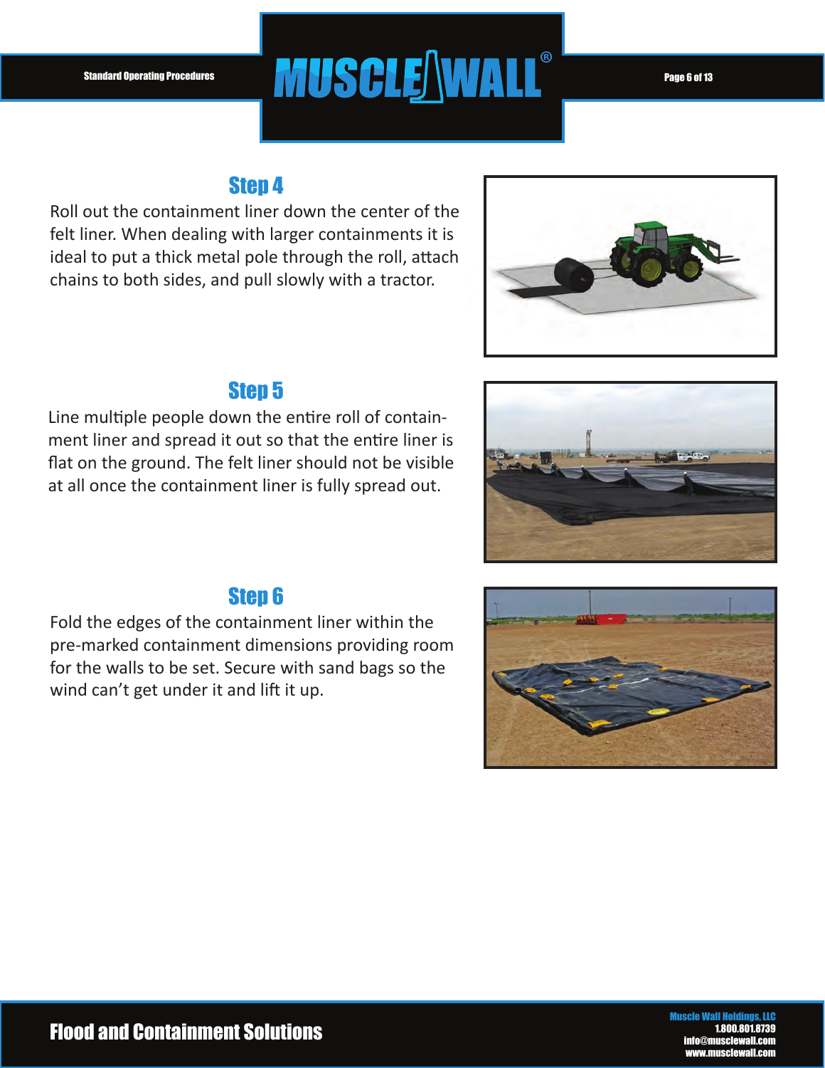## Step 4

Roll out the containment liner down the center of the felt liner. When dealing with larger containments it is ideal to put a thick metal pole through the roll, attach chains to both sides, and pull slowly with a tractor.

## Step 5

Line multiple people down the entire roll of containment liner and spread it out so that the entire liner is flat on the ground. The felt liner should not be visible at all once the containment liner is fully spread out.

## Step 6

Fold the edges of the containment liner within the pre-marked containment dimensions providing room for the walls to be set. Secure with sand bags so the wind can't get under it and lift it up.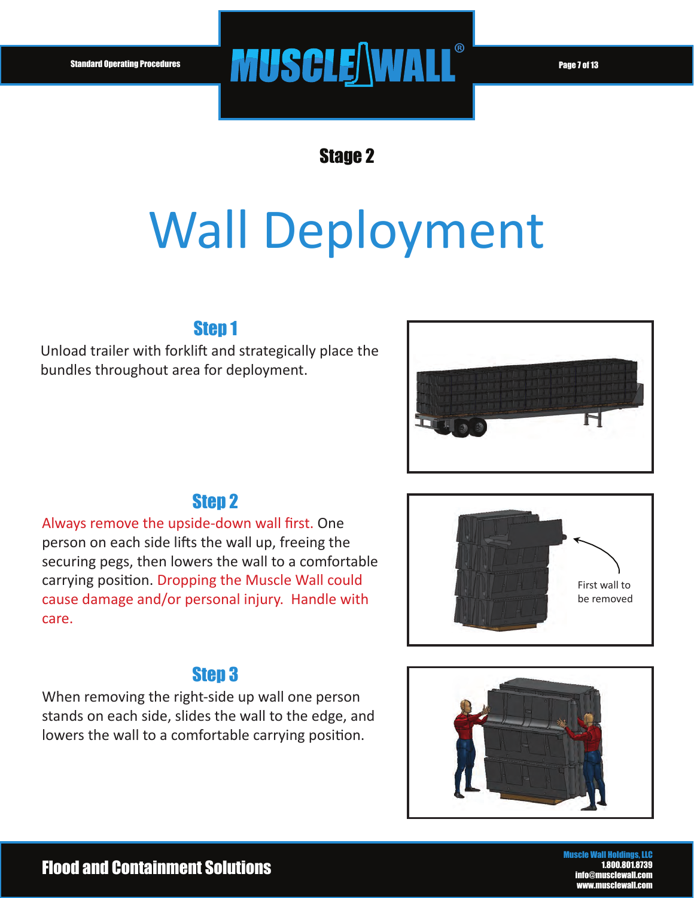## Stage 2

# Wall Deployment

### Step 1

Unload trailer with forklift and strategically place the bundles throughout area for deployment.

### Step 2

Always remove the upside-down wall first. One person on each side lifts the wall up, freeing the securing pegs, then lowers the wall to a comfortable carrying position. Dropping the Muscle Wall could cause damage and/or personal injury. Handle with care.

First wall to be removed

### Step 3

When removing the right-side up wall one person stands on each side, slides the wall to the edge, and lowers the wall to a comfortable carrying position.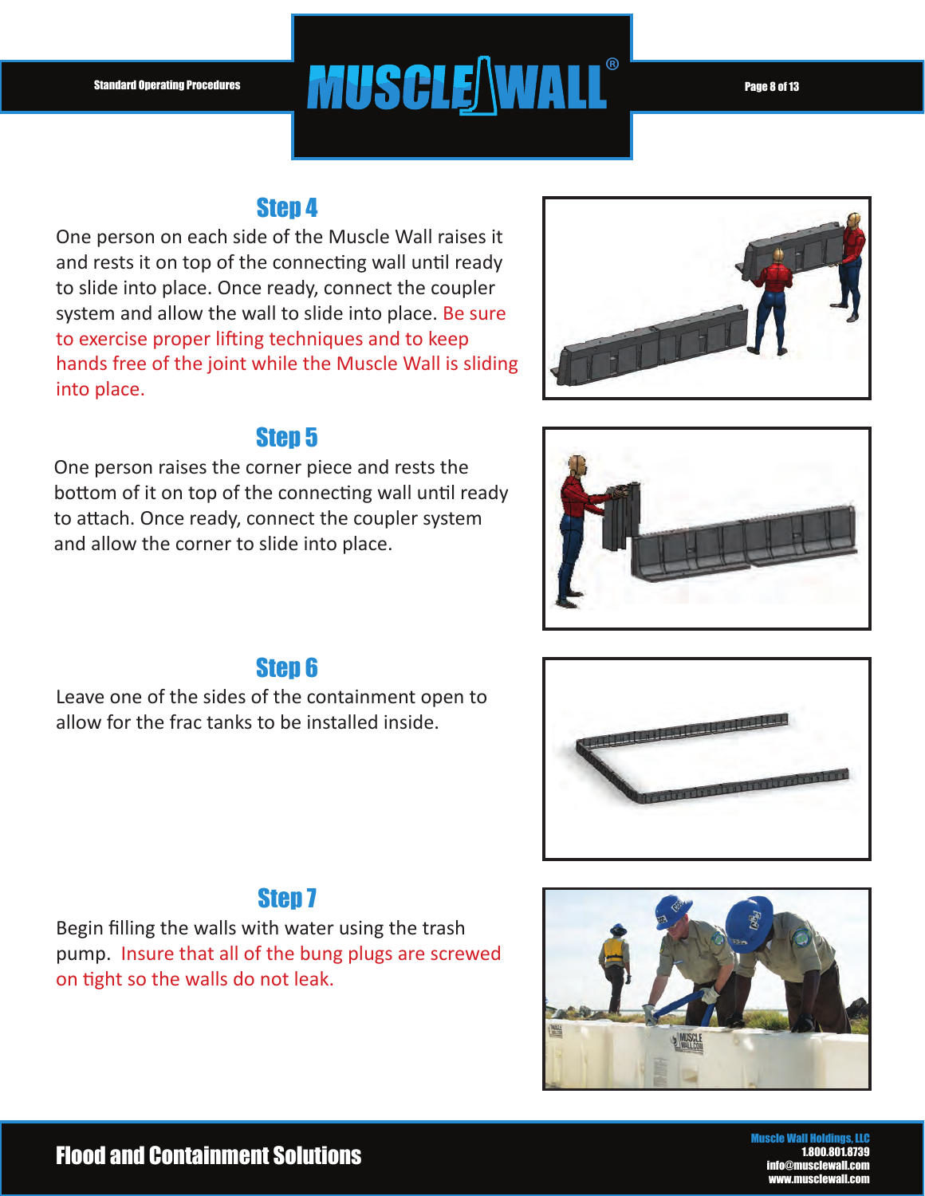## Step 4

One person on each side of the Muscle Wall raises it and rests it on top of the connecting wall until ready to slide into place. Once ready, connect the coupler system and allow the wall to slide into place. Be sure to exercise proper lifting techniques and to keep hands free of the joint while the Muscle Wall is sliding into place.

## Step 5

One person raises the corner piece and rests the bottom of it on top of the connecting wall until ready to attach. Once ready, connect the coupler system and allow the corner to slide into place.

## Step 6

Leave one of the sides of the containment open to allow for the frac tanks to be installed inside.

## Step 7

Begin filling the walls with water using the trash pump. Insure that all of the bung plugs are screwed on tight so the walls do not leak.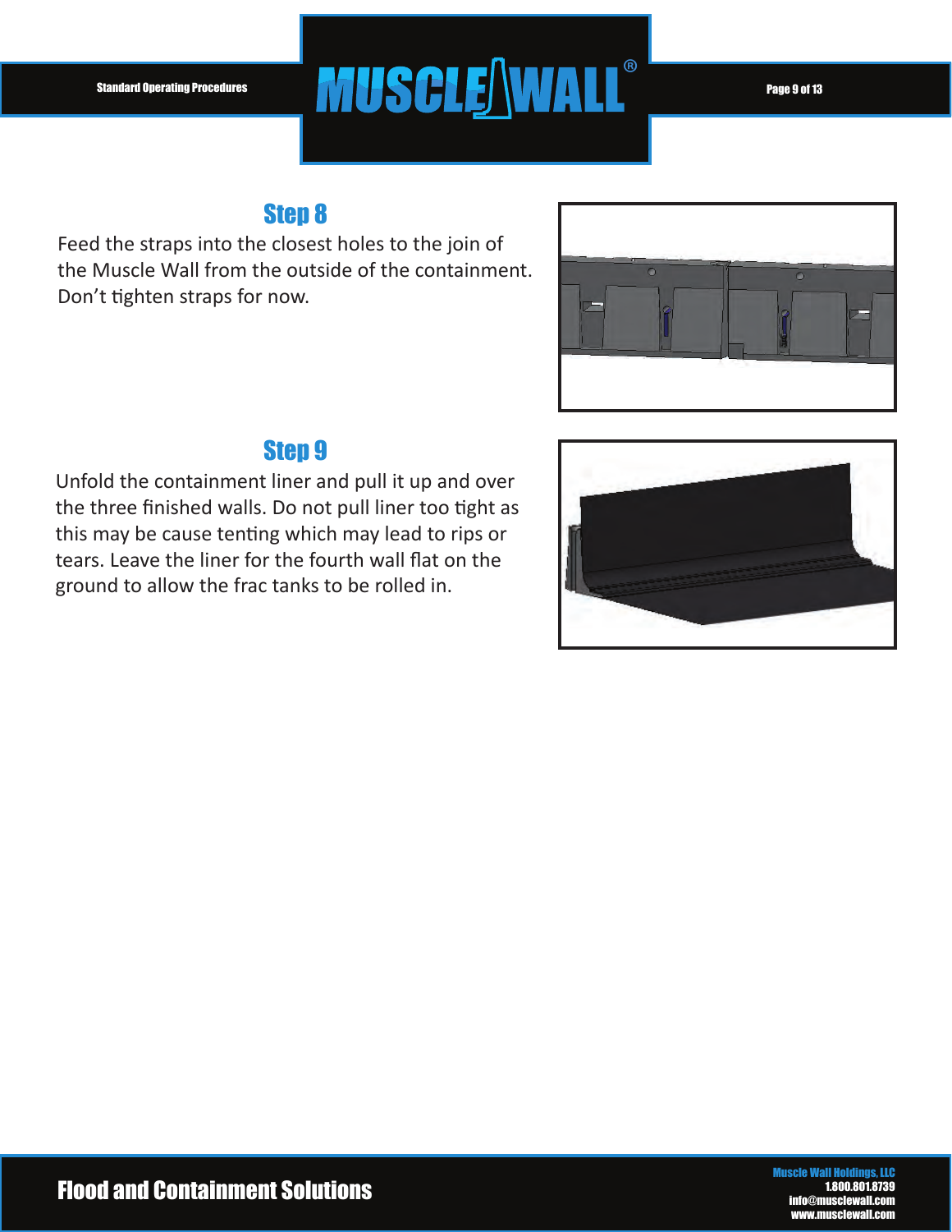## Step 8

Feed the straps into the closest holes to the join of the Muscle Wall from the outside of the containment. Don't tighten straps for now.

## Step 9

Unfold the containment liner and pull it up and over the three finished walls. Do not pull liner too tight as this may be cause tenting which may lead to rips or tears. Leave the liner for the fourth wall flat on the ground to allow the frac tanks to be rolled in.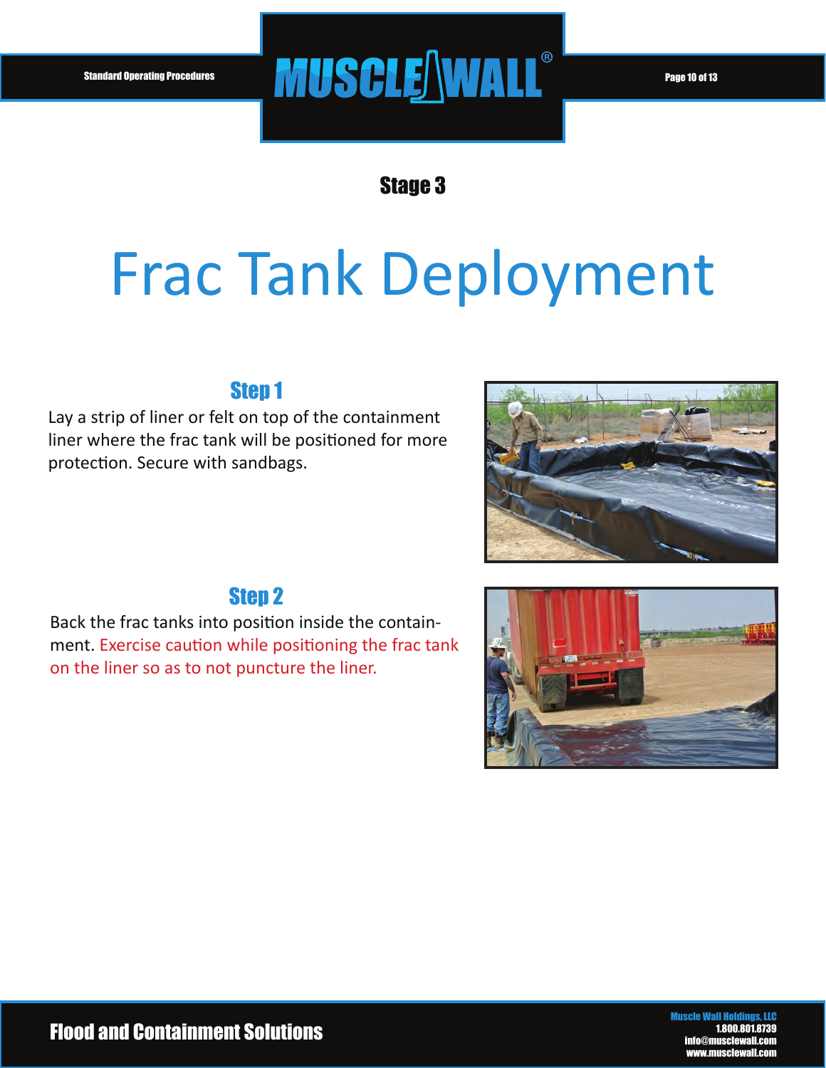## Stage 3

# Frac Tank Deployment

### Step 1

Lay a strip of liner or felt on top of the containment liner where the frac tank will be positioned for more protection. Secure with sandbags.

### Step 2

Back the frac tanks into position inside the containment. Exercise caution while positioning the frac tank on the liner so as to not puncture the liner.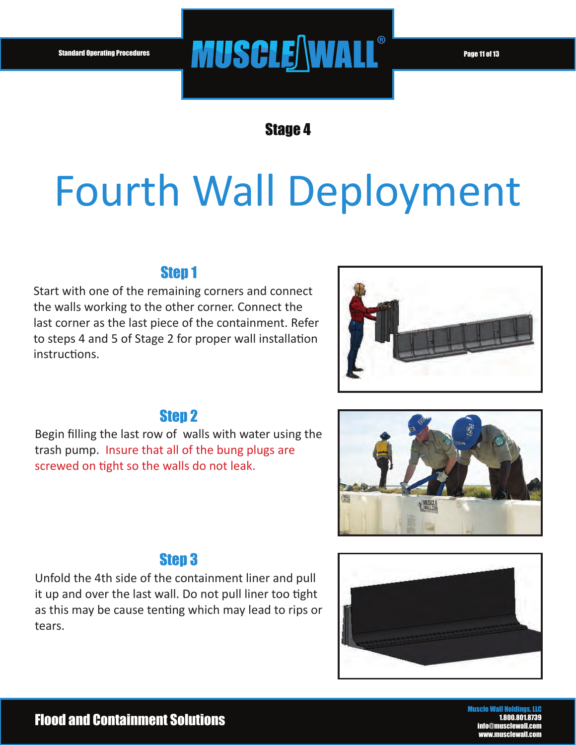## Stage 4

# Fourth Wall Deployment

### Step 1

Start with one of the remaining corners and connect the walls working to the other corner. Connect the last corner as the last piece of the containment. Refer to steps 4 and 5 of Stage 2 for proper wall installation instructions.

### Step 2

Begin filling the last row of walls with water using the trash pump. Insure that all of the bung plugs are screwed on tight so the walls do not leak.

### Step 3

Unfold the 4th side of the containment liner and pull it up and over the last wall. Do not pull liner too tight as this may be cause tenting which may lead to rips or tears.

**Flood and Containment Solutions**

Muscle Wall Holdings, LLC
1.800.801.8739
info@musclewall.com
www.musclewall.com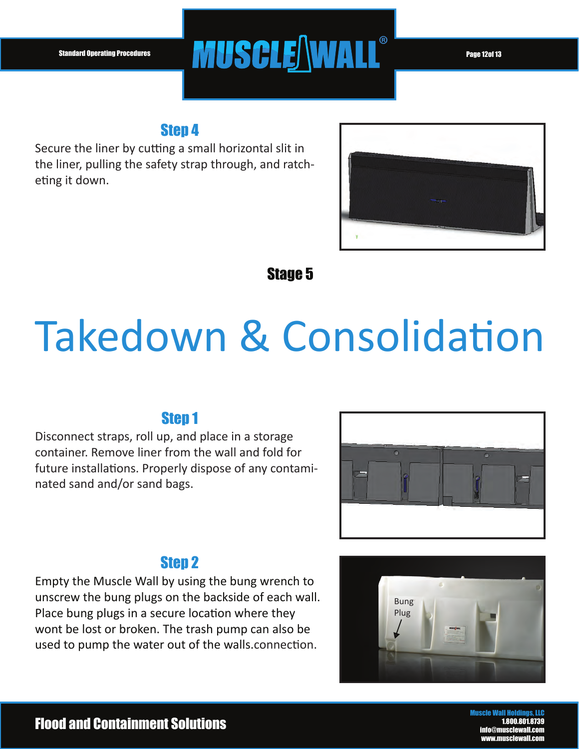### Step 4

Secure the liner by cutting a small horizontal slit in the liner, pulling the safety strap through, and ratcheting it down.

## Stage 5

# Takedown & Consolidation

### Step 1

Disconnect straps, roll up, and place in a storage container. Remove liner from the wall and fold for future installations. Properly dispose of any contaminated sand and/or sand bags.

### Step 2

Empty the Muscle Wall by using the bung wrench to unscrew the bung plugs on the backside of each wall. Place bung plugs in a secure location where they wont be lost or broken. The trash pump can also be used to pump the water out of the walls.connection.

Bung Plug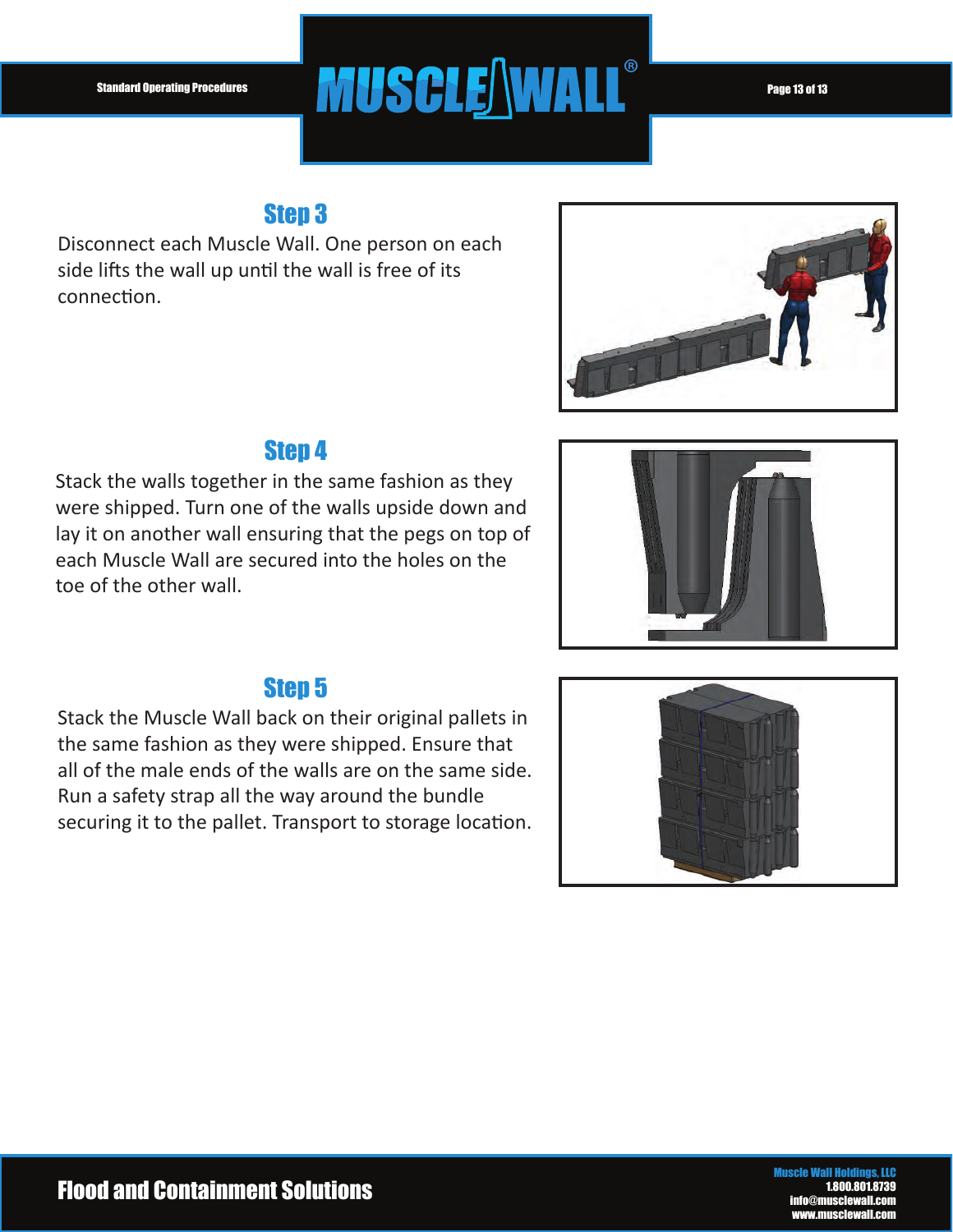## Step 3

Disconnect each Muscle Wall. One person on each side lifts the wall up until the wall is free of its connection.

## Step 4

Stack the walls together in the same fashion as they were shipped. Turn one of the walls upside down and lay it on another wall ensuring that the pegs on top of each Muscle Wall are secured into the holes on the toe of the other wall.

## Step 5

Stack the Muscle Wall back on their original pallets in the same fashion as they were shipped. Ensure that all of the male ends of the walls are on the same side. Run a safety strap all the way around the bundle securing it to the pallet. Transport to storage location.